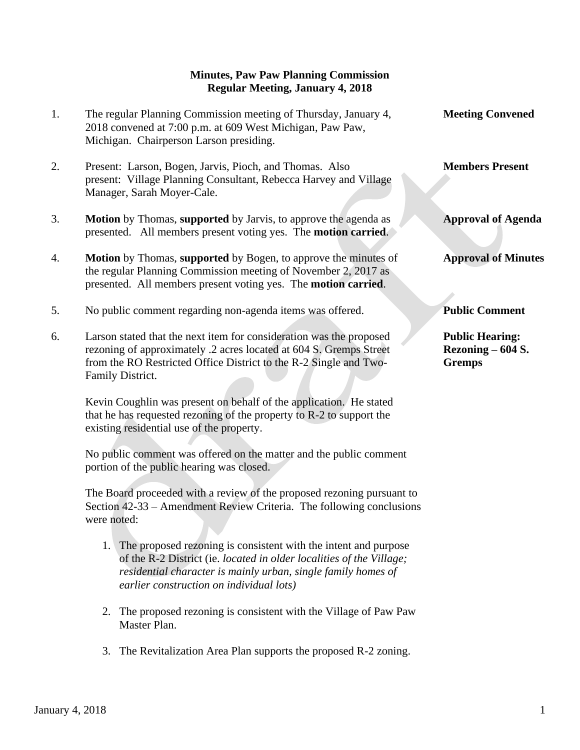**Minutes, Paw Paw Planning Commission**
**Regular Meeting, January 4, 2018**

1. The regular Planning Commission meeting of Thursday, January 4, 2018 convened at 7:00 p.m. at 609 West Michigan, Paw Paw, Michigan. Chairperson Larson presiding. — **Meeting Convened**

2. Present: Larson, Bogen, Jarvis, Pioch, and Thomas. Also present: Village Planning Consultant, Rebecca Harvey and Village Manager, Sarah Moyer-Cale. — **Members Present**

3. **Motion** by Thomas, **supported** by Jarvis, to approve the agenda as presented. All members present voting yes. The **motion carried**. — **Approval of Agenda**

4. **Motion** by Thomas, **supported** by Bogen, to approve the minutes of the regular Planning Commission meeting of November 2, 2017 as presented. All members present voting yes. The **motion carried**. — **Approval of Minutes**

5. No public comment regarding non-agenda items was offered. — **Public Comment**

6. Larson stated that the next item for consideration was the proposed rezoning of approximately .2 acres located at 604 S. Gremps Street from the RO Restricted Office District to the R-2 Single and Two-Family District. — **Public Hearing: Rezoning – 604 S. Gremps**

   Kevin Coughlin was present on behalf of the application. He stated that he has requested rezoning of the property to R-2 to support the existing residential use of the property.

   No public comment was offered on the matter and the public comment portion of the public hearing was closed.

   The Board proceeded with a review of the proposed rezoning pursuant to Section 42-33 – Amendment Review Criteria. The following conclusions were noted:

   1. The proposed rezoning is consistent with the intent and purpose of the R-2 District (ie. *located in older localities of the Village; residential character is mainly urban, single family homes of earlier construction on individual lots)*

   2. The proposed rezoning is consistent with the Village of Paw Paw Master Plan.

   3. The Revitalization Area Plan supports the proposed R-2 zoning.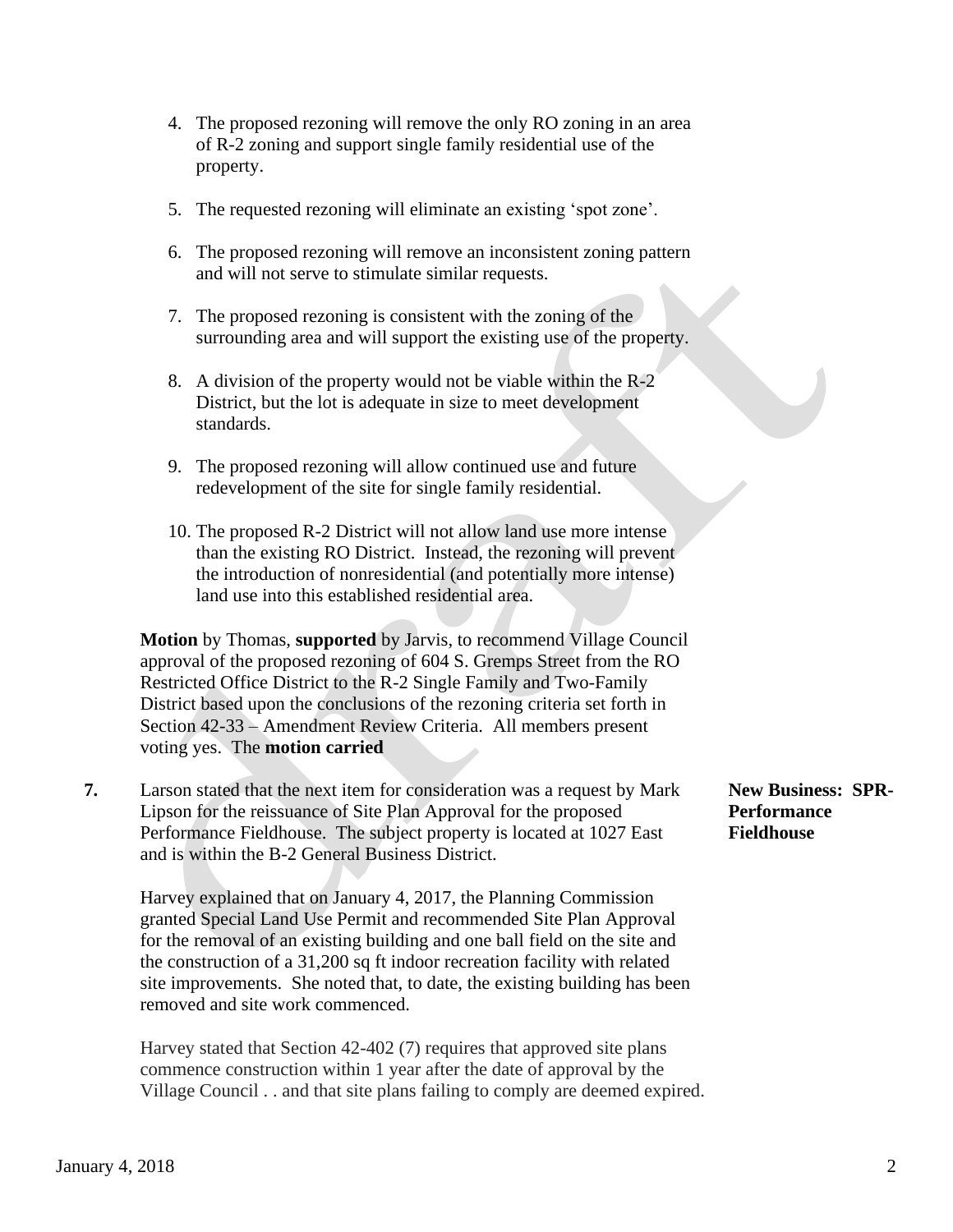4. The proposed rezoning will remove the only RO zoning in an area of R-2 zoning and support single family residential use of the property.

5. The requested rezoning will eliminate an existing 'spot zone'.

6. The proposed rezoning will remove an inconsistent zoning pattern and will not serve to stimulate similar requests.

7. The proposed rezoning is consistent with the zoning of the surrounding area and will support the existing use of the property.

8. A division of the property would not be viable within the R-2 District, but the lot is adequate in size to meet development standards.

9. The proposed rezoning will allow continued use and future redevelopment of the site for single family residential.

10. The proposed R-2 District will not allow land use more intense than the existing RO District. Instead, the rezoning will prevent the introduction of nonresidential (and potentially more intense) land use into this established residential area.

**Motion** by Thomas, **supported** by Jarvis, to recommend Village Council approval of the proposed rezoning of 604 S. Gremps Street from the RO Restricted Office District to the R-2 Single Family and Two-Family District based upon the conclusions of the rezoning criteria set forth in Section 42-33 – Amendment Review Criteria. All members present voting yes. The **motion carried**

**New Business: SPR-Performance Fieldhouse**

**7.** Larson stated that the next item for consideration was a request by Mark Lipson for the reissuance of Site Plan Approval for the proposed Performance Fieldhouse. The subject property is located at 1027 East and is within the B-2 General Business District.

Harvey explained that on January 4, 2017, the Planning Commission granted Special Land Use Permit and recommended Site Plan Approval for the removal of an existing building and one ball field on the site and the construction of a 31,200 sq ft indoor recreation facility with related site improvements. She noted that, to date, the existing building has been removed and site work commenced.

Harvey stated that Section 42-402 (7) requires that approved site plans commence construction within 1 year after the date of approval by the Village Council . . and that site plans failing to comply are deemed expired.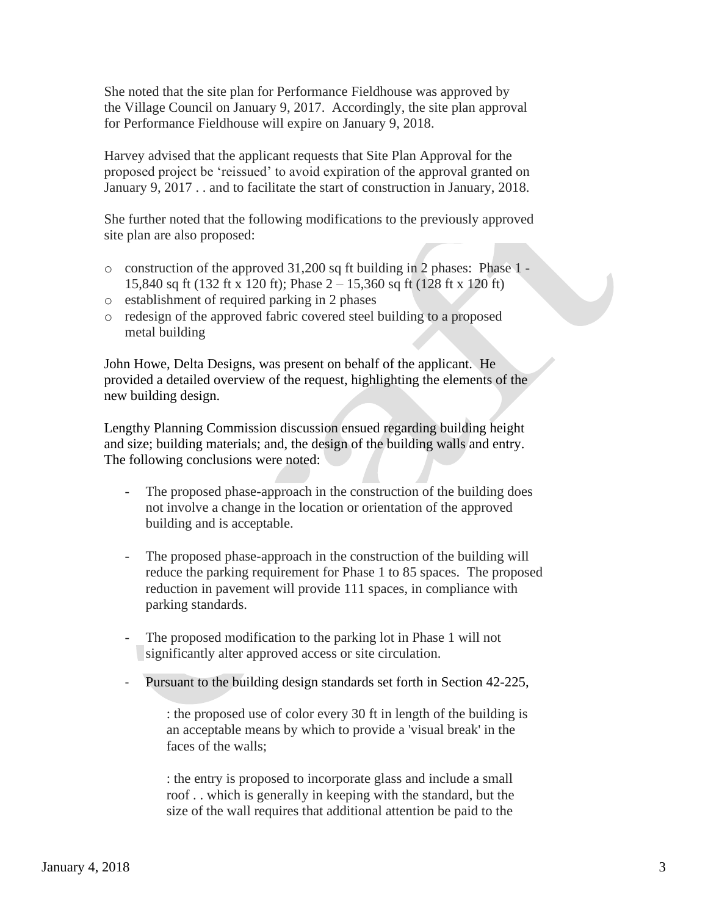She noted that the site plan for Performance Fieldhouse was approved by the Village Council on January 9, 2017. Accordingly, the site plan approval for Performance Fieldhouse will expire on January 9, 2018.

Harvey advised that the applicant requests that Site Plan Approval for the proposed project be 'reissued' to avoid expiration of the approval granted on January 9, 2017 . . and to facilitate the start of construction in January, 2018.

She further noted that the following modifications to the previously approved site plan are also proposed:

- construction of the approved 31,200 sq ft building in 2 phases: Phase 1 - 15,840 sq ft (132 ft x 120 ft); Phase 2 – 15,360 sq ft (128 ft x 120 ft)
- establishment of required parking in 2 phases
- redesign of the approved fabric covered steel building to a proposed metal building

John Howe, Delta Designs, was present on behalf of the applicant. He provided a detailed overview of the request, highlighting the elements of the new building design.

Lengthy Planning Commission discussion ensued regarding building height and size; building materials; and, the design of the building walls and entry. The following conclusions were noted:

- The proposed phase-approach in the construction of the building does not involve a change in the location or orientation of the approved building and is acceptable.

- The proposed phase-approach in the construction of the building will reduce the parking requirement for Phase 1 to 85 spaces. The proposed reduction in pavement will provide 111 spaces, in compliance with parking standards.

- The proposed modification to the parking lot in Phase 1 will not significantly alter approved access or site circulation.

- Pursuant to the building design standards set forth in Section 42-225,

  : the proposed use of color every 30 ft in length of the building is an acceptable means by which to provide a 'visual break' in the faces of the walls;

  : the entry is proposed to incorporate glass and include a small roof . . which is generally in keeping with the standard, but the size of the wall requires that additional attention be paid to the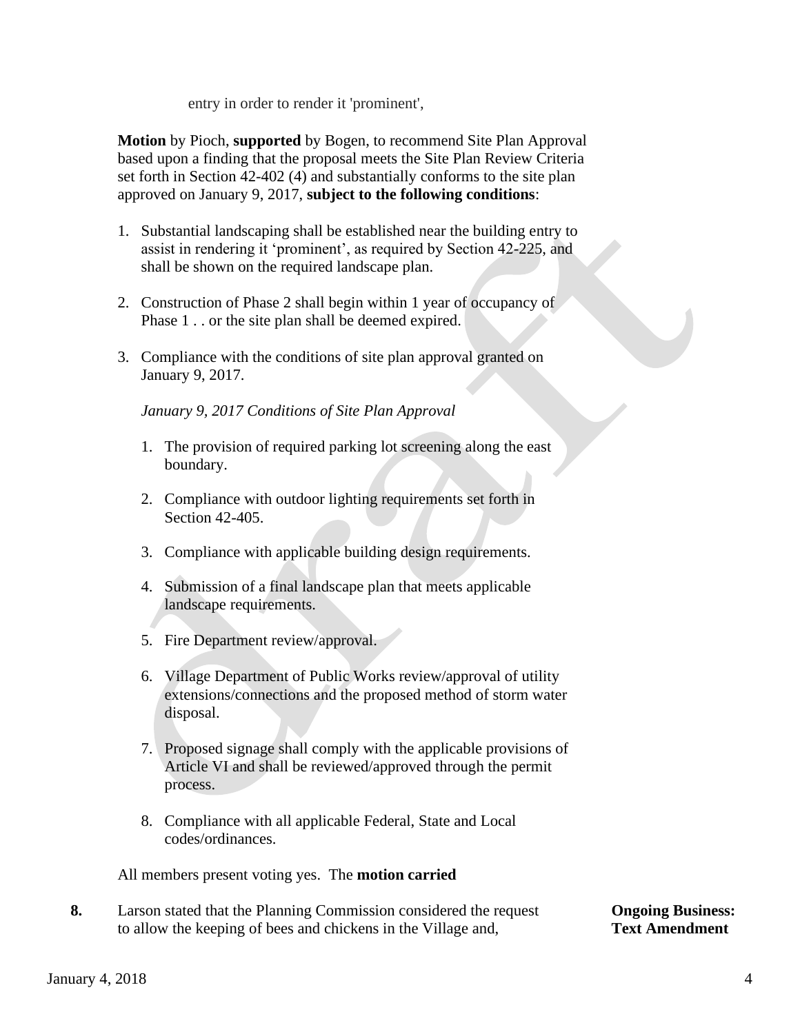entry in order to render it 'prominent',

**Motion** by Pioch, **supported** by Bogen, to recommend Site Plan Approval based upon a finding that the proposal meets the Site Plan Review Criteria set forth in Section 42-402 (4) and substantially conforms to the site plan approved on January 9, 2017, **subject to the following conditions**:

1. Substantial landscaping shall be established near the building entry to assist in rendering it 'prominent', as required by Section 42-225, and shall be shown on the required landscape plan.

2. Construction of Phase 2 shall begin within 1 year of occupancy of Phase 1 . . or the site plan shall be deemed expired.

3. Compliance with the conditions of site plan approval granted on January 9, 2017.

   *January 9, 2017 Conditions of Site Plan Approval*

   1. The provision of required parking lot screening along the east boundary.

   2. Compliance with outdoor lighting requirements set forth in Section 42-405.

   3. Compliance with applicable building design requirements.

   4. Submission of a final landscape plan that meets applicable landscape requirements.

   5. Fire Department review/approval.

   6. Village Department of Public Works review/approval of utility extensions/connections and the proposed method of storm water disposal.

   7. Proposed signage shall comply with the applicable provisions of Article VI and shall be reviewed/approved through the permit process.

   8. Compliance with all applicable Federal, State and Local codes/ordinances.

All members present voting yes. The **motion carried**

**8.** Larson stated that the Planning Commission considered the request to allow the keeping of bees and chickens in the Village and,

**Ongoing Business: Text Amendment**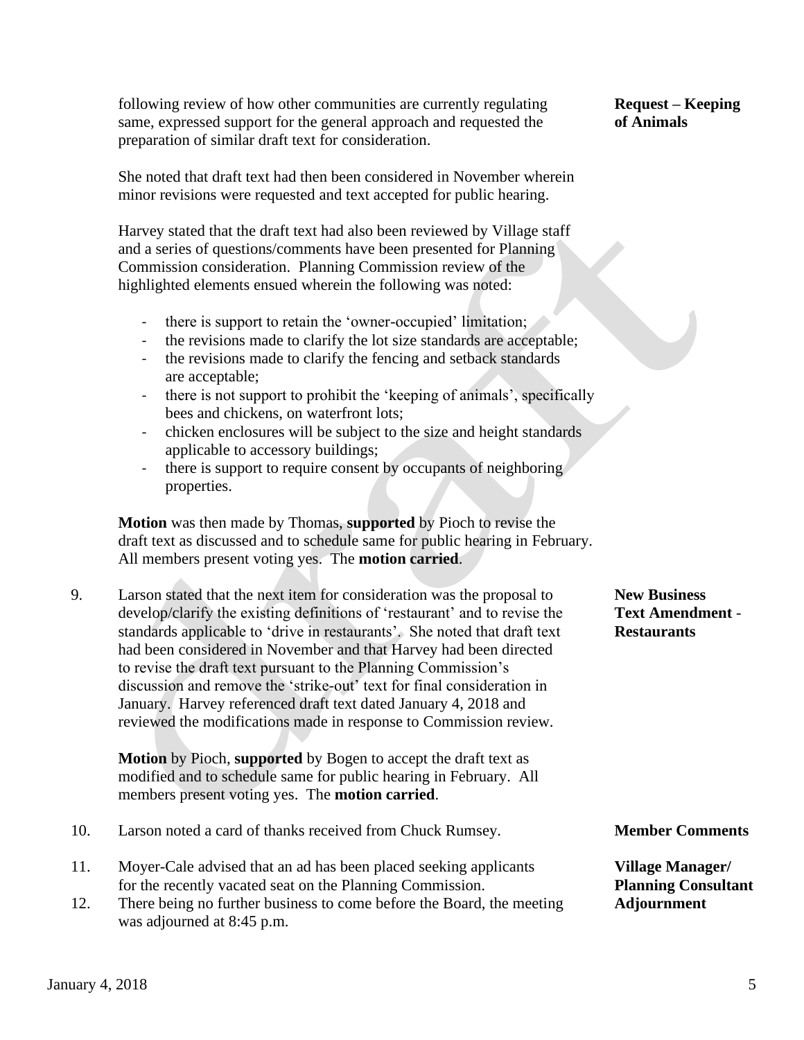following review of how other communities are currently regulating same, expressed support for the general approach and requested the preparation of similar draft text for consideration.

**Request – Keeping of Animals**

She noted that draft text had then been considered in November wherein minor revisions were requested and text accepted for public hearing.

Harvey stated that the draft text had also been reviewed by Village staff and a series of questions/comments have been presented for Planning Commission consideration. Planning Commission review of the highlighted elements ensued wherein the following was noted:

- there is support to retain the 'owner-occupied' limitation;
- the revisions made to clarify the lot size standards are acceptable;
- the revisions made to clarify the fencing and setback standards are acceptable;
- there is not support to prohibit the 'keeping of animals', specifically bees and chickens, on waterfront lots;
- chicken enclosures will be subject to the size and height standards applicable to accessory buildings;
- there is support to require consent by occupants of neighboring properties.

**Motion** was then made by Thomas, **supported** by Pioch to revise the draft text as discussed and to schedule same for public hearing in February. All members present voting yes. The **motion carried**.

9. Larson stated that the next item for consideration was the proposal to develop/clarify the existing definitions of 'restaurant' and to revise the standards applicable to 'drive in restaurants'. She noted that draft text had been considered in November and that Harvey had been directed to revise the draft text pursuant to the Planning Commission's discussion and remove the 'strike-out' text for final consideration in January. Harvey referenced draft text dated January 4, 2018 and reviewed the modifications made in response to Commission review.

   **New Business Text Amendment - Restaurants**

   **Motion** by Pioch, **supported** by Bogen to accept the draft text as modified and to schedule same for public hearing in February. All members present voting yes. The **motion carried**.

10. Larson noted a card of thanks received from Chuck Rumsey.

    **Member Comments**

11. Moyer-Cale advised that an ad has been placed seeking applicants for the recently vacated seat on the Planning Commission.

    **Village Manager/ Planning Consultant**

12. There being no further business to come before the Board, the meeting was adjourned at 8:45 p.m.

    **Adjournment**